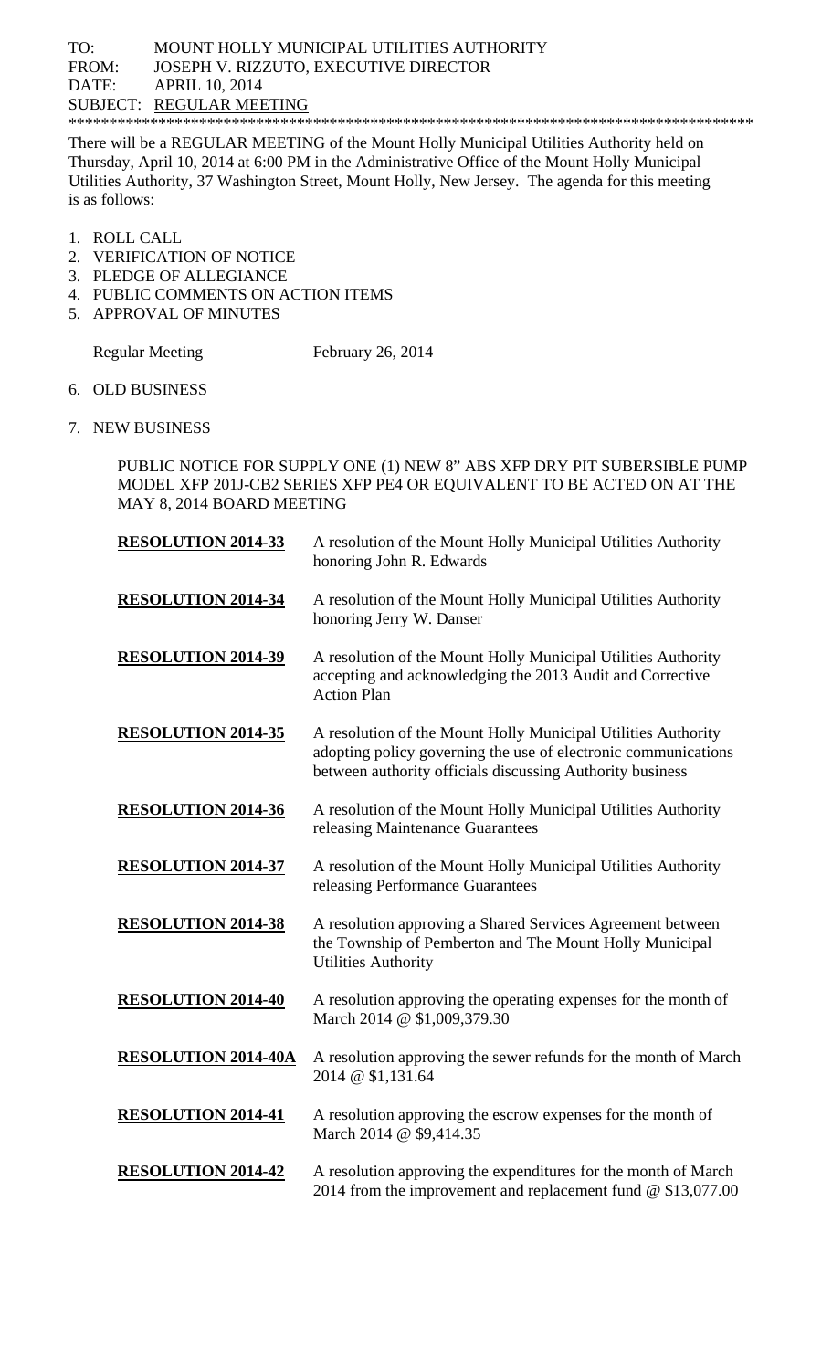TO: MOUNT HOLLY MUNICIPAL UTILITIES AUTHORITY
FROM: JOSEPH V. RIZZUTO, EXECUTIVE DIRECTOR
DATE: APRIL 10, 2014
SUBJECT: REGULAR MEETING

************************************************************************************

There will be a REGULAR MEETING of the Mount Holly Municipal Utilities Authority held on Thursday, April 10, 2014 at 6:00 PM in the Administrative Office of the Mount Holly Municipal Utilities Authority, 37 Washington Street, Mount Holly, New Jersey. The agenda for this meeting is as follows:

1. ROLL CALL
2. VERIFICATION OF NOTICE
3. PLEDGE OF ALLEGIANCE
4. PUBLIC COMMENTS ON ACTION ITEMS
5. APPROVAL OF MINUTES

   Regular Meeting February 26, 2014

6. OLD BUSINESS
7. NEW BUSINESS

PUBLIC NOTICE FOR SUPPLY ONE (1) NEW 8" ABS XFP DRY PIT SUBERSIBLE PUMP MODEL XFP 201J-CB2 SERIES XFP PE4 OR EQUIVALENT TO BE ACTED ON AT THE MAY 8, 2014 BOARD MEETING

| | |
|---|---|
| **RESOLUTION 2014-33** | A resolution of the Mount Holly Municipal Utilities Authority honoring John R. Edwards |
| **RESOLUTION 2014-34** | A resolution of the Mount Holly Municipal Utilities Authority honoring Jerry W. Danser |
| **RESOLUTION 2014-39** | A resolution of the Mount Holly Municipal Utilities Authority accepting and acknowledging the 2013 Audit and Corrective Action Plan |
| **RESOLUTION 2014-35** | A resolution of the Mount Holly Municipal Utilities Authority adopting policy governing the use of electronic communications between authority officials discussing Authority business |
| **RESOLUTION 2014-36** | A resolution of the Mount Holly Municipal Utilities Authority releasing Maintenance Guarantees |
| **RESOLUTION 2014-37** | A resolution of the Mount Holly Municipal Utilities Authority releasing Performance Guarantees |
| **RESOLUTION 2014-38** | A resolution approving a Shared Services Agreement between the Township of Pemberton and The Mount Holly Municipal Utilities Authority |
| **RESOLUTION 2014-40** | A resolution approving the operating expenses for the month of March 2014 @ $1,009,379.30 |
| **RESOLUTION 2014-40A** | A resolution approving the sewer refunds for the month of March 2014 @ $1,131.64 |
| **RESOLUTION 2014-41** | A resolution approving the escrow expenses for the month of March 2014 @ $9,414.35 |
| **RESOLUTION 2014-42** | A resolution approving the expenditures for the month of March 2014 from the improvement and replacement fund @ $13,077.00 |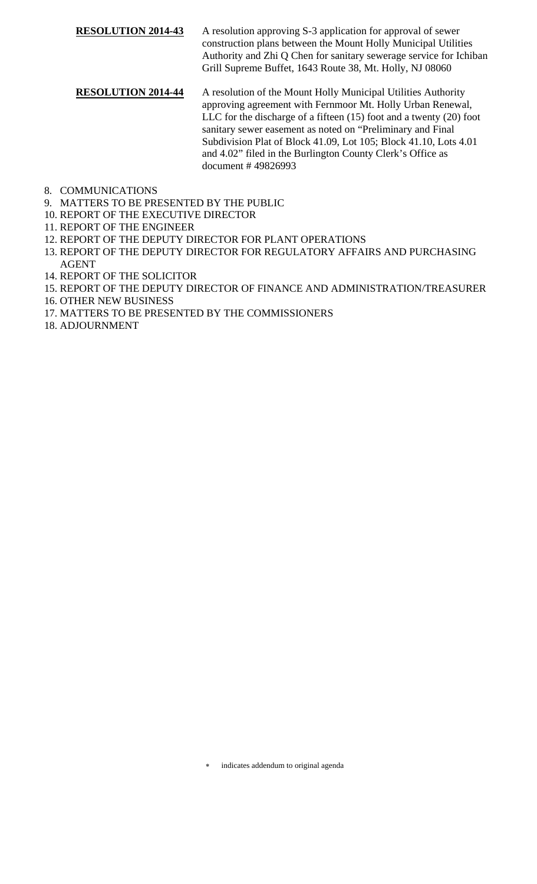**RESOLUTION 2014-43** A resolution approving S-3 application for approval of sewer construction plans between the Mount Holly Municipal Utilities Authority and Zhi Q Chen for sanitary sewerage service for Ichiban Grill Supreme Buffet, 1643 Route 38, Mt. Holly, NJ 08060

**RESOLUTION 2014-44** A resolution of the Mount Holly Municipal Utilities Authority approving agreement with Fernmoor Mt. Holly Urban Renewal, LLC for the discharge of a fifteen (15) foot and a twenty (20) foot sanitary sewer easement as noted on "Preliminary and Final Subdivision Plat of Block 41.09, Lot 105; Block 41.10, Lots 4.01 and 4.02" filed in the Burlington County Clerk's Office as document # 49826993

8. COMMUNICATIONS
9. MATTERS TO BE PRESENTED BY THE PUBLIC
10. REPORT OF THE EXECUTIVE DIRECTOR
11. REPORT OF THE ENGINEER
12. REPORT OF THE DEPUTY DIRECTOR FOR PLANT OPERATIONS
13. REPORT OF THE DEPUTY DIRECTOR FOR REGULATORY AFFAIRS AND PURCHASING AGENT
14. REPORT OF THE SOLICITOR
15. REPORT OF THE DEPUTY DIRECTOR OF FINANCE AND ADMINISTRATION/TREASURER
16. OTHER NEW BUSINESS
17. MATTERS TO BE PRESENTED BY THE COMMISSIONERS
18. ADJOURNMENT

* indicates addendum to original agenda